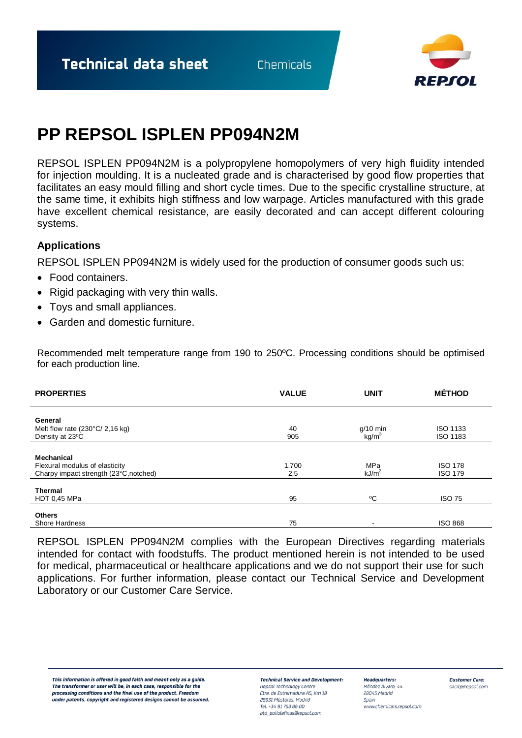# PP REPSOL ISPLEN PP094N2M

REPSOL ISPLEN PP094N2M is a polypropylene homopolymers of very high fluidity intended for injection moulding. It is a nucleated grade and is characterised by good flow properties that facilitates an easy mould filling and short cycle times. Due to the specific crystalline structure, at the same time, it exhibits high stiffness and low warpage. Articles manufactured with this grade have excellent chemical resistance, are easily decorated and can accept different colouring systems.

## Applications

REPSOL ISPLEN PP094N2M is widely used for the production of consumer goods such us:

- Food containers.
- Rigid packaging with very thin walls.
- Toys and small appliances.
- Garden and domestic furniture.

Recommended melt temperature range from 190 to 250ºC. Processing conditions should be optimised for each production line.

| PROPERTIES | VALUE | UNIT | MÉTHOD |
|---|---|---|---|
| **General** | | | |
| Melt flow rate (230°C/ 2,16 kg) | 40 | g/10 min | ISO 1133 |
| Density at 23ºC | 905 | $kg/m^3$ | ISO 1183 |
| **Mechanical** | | | |
| Flexural modulus of elasticity | 1.700 | MPa | ISO 178 |
| Charpy impact strength (23°C,notched) | 2,5 | $kJ/m^2$ | ISO 179 |
| **Thermal** | | | |
| HDT 0,45 MPa | 95 | ºC | ISO 75 |
| **Others** | | | |
| Shore Hardness | 75 | - | ISO 868 |

REPSOL ISPLEN PP094N2M complies with the European Directives regarding materials intended for contact with foodstuffs. The product mentioned herein is not intended to be used for medical, pharmaceutical or healthcare applications and we do not support their use for such applications. For further information, please contact our Technical Service and Development Laboratory or our Customer Care Service.

*This information is offered in good faith and meant only as a guide. The transformer or user will be, in each case, responsible for the processing conditions and the final use of the product. Freedom under patents, copyright and registered designs cannot be assumed.*

**Technical Service and Development:**
Repsol Technology Centre
Ctra. de Extremadura A5, Km 18
28931 Móstoles. Madrid
Tel. +34 91 753 86 00
atd_poliolefinas@repsol.com

**Headquarters:**
Méndez Álvaro, 44
28045 Madrid
Spain
www.chemicals.repsol.com

**Customer Care:**
sacrq@repsol.com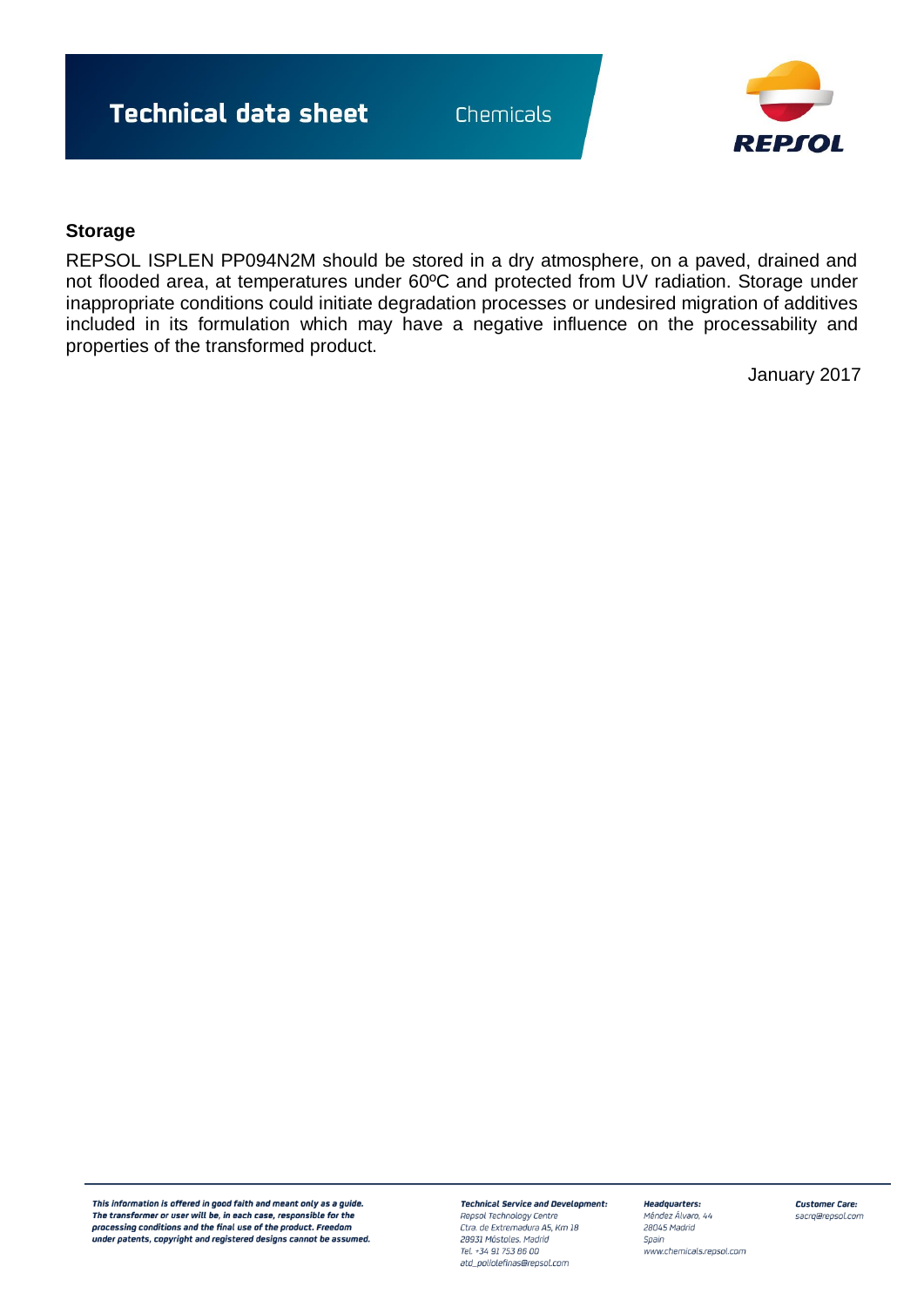## Storage

REPSOL ISPLEN PP094N2M should be stored in a dry atmosphere, on a paved, drained and not flooded area, at temperatures under 60ºC and protected from UV radiation. Storage under inappropriate conditions could initiate degradation processes or undesired migration of additives included in its formulation which may have a negative influence on the processability and properties of the transformed product.

January 2017